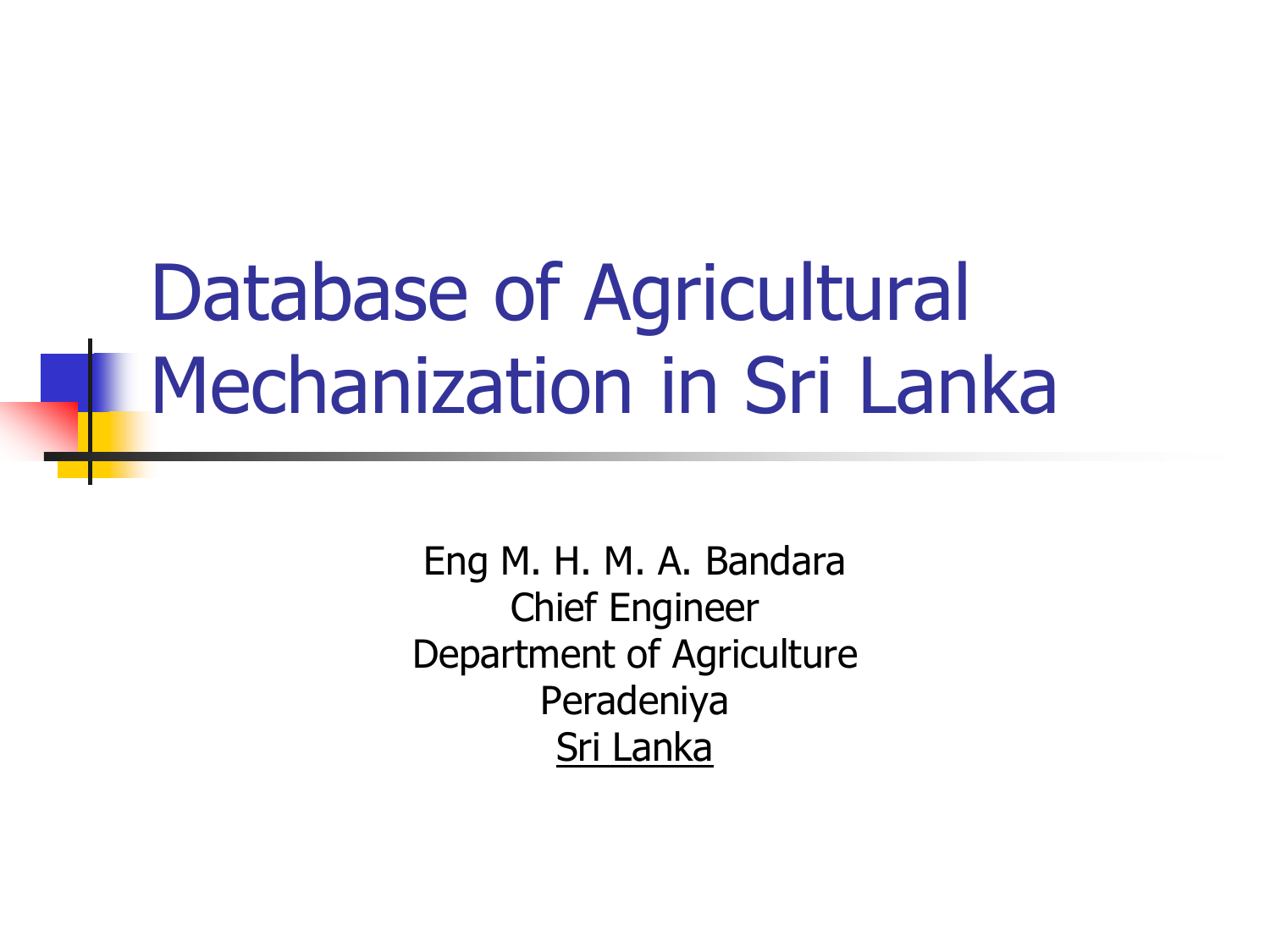# Database of Agricultural Mechanization in Sri Lanka

Eng M. H. M. A. Bandara
Chief Engineer
Department of Agriculture
Peradeniya
Sri Lanka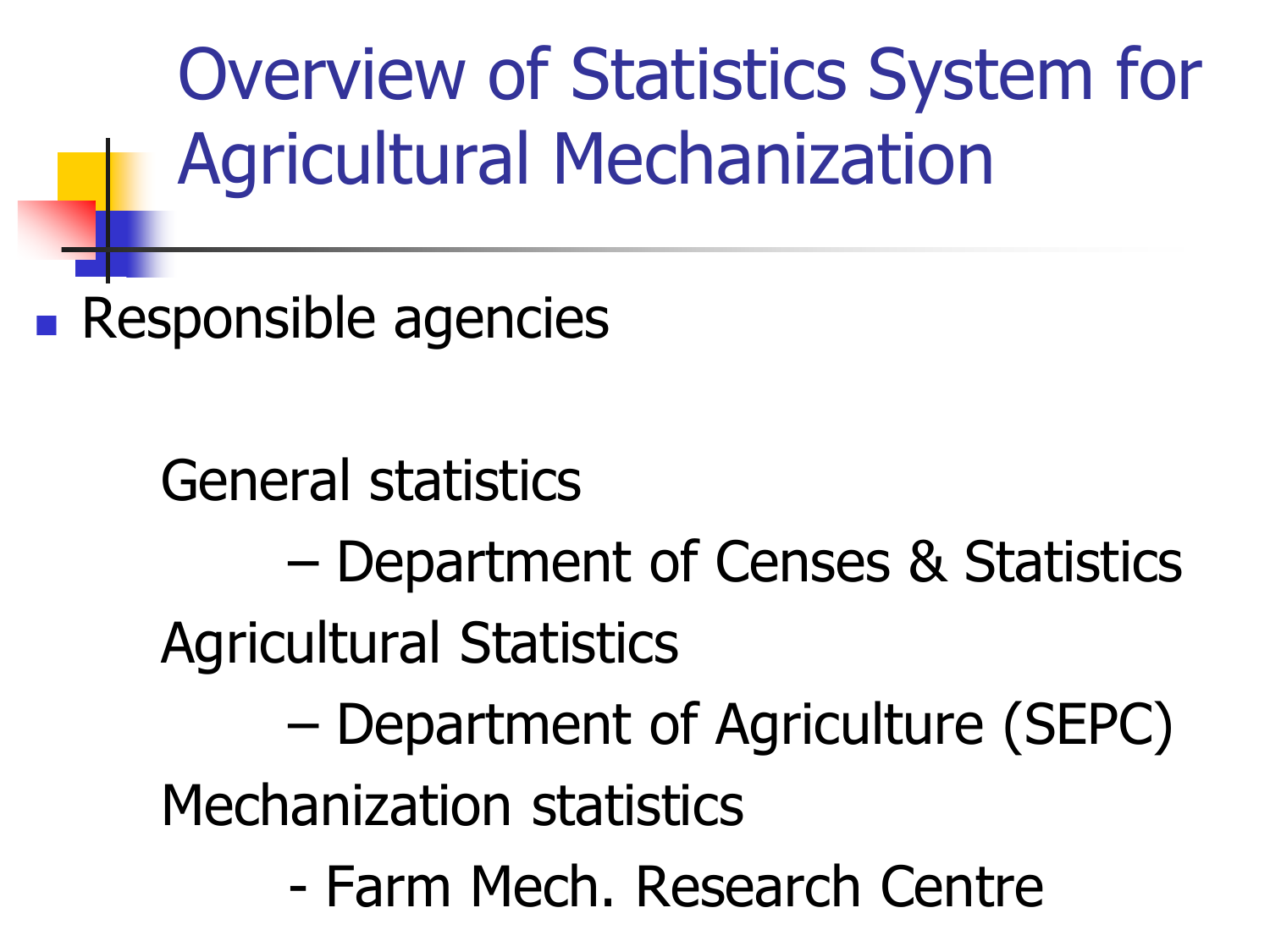# Overview of Statistics System for Agricultural Mechanization

- Responsible agencies

  General statistics

  – Department of Censes & Statistics

  Agricultural Statistics

  – Department of Agriculture (SEPC)

  Mechanization statistics

  - Farm Mech. Research Centre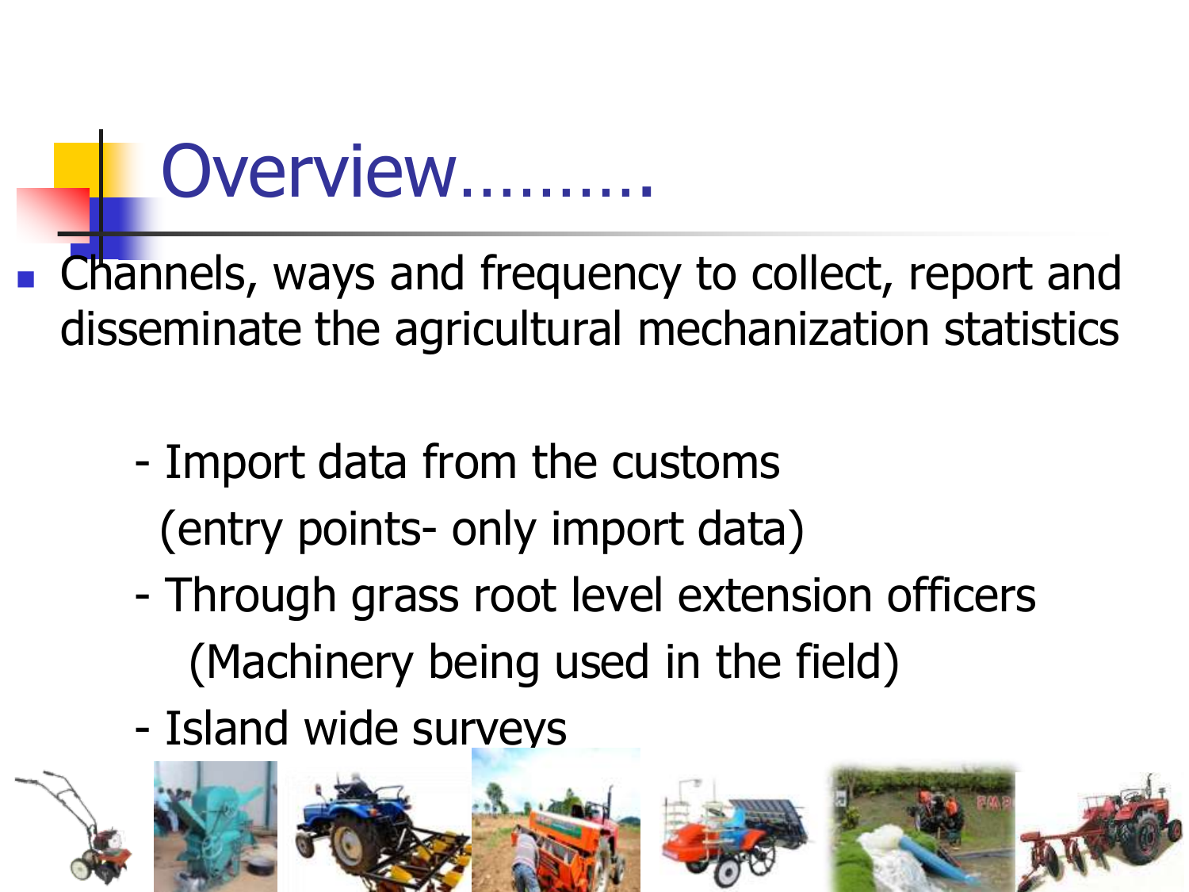# Overview……….

- Channels, ways and frequency to collect, report and disseminate the agricultural mechanization statistics

  - Import data from the customs
    (entry points- only import data)
  - Through grass root level extension officers
    (Machinery being used in the field)
  - Island wide surveys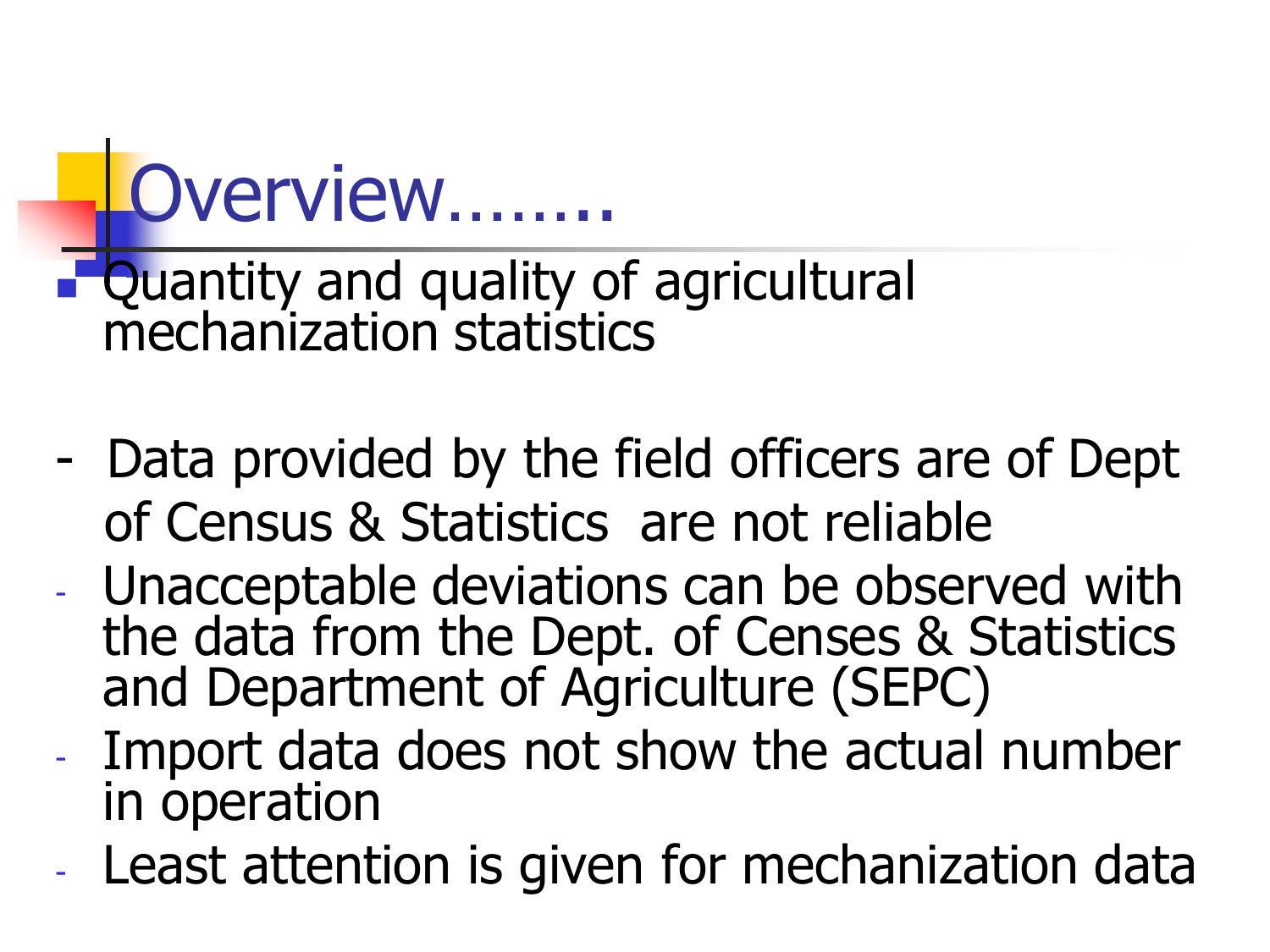# Overview……..

- Quantity and quality of agricultural mechanization statistics

- Data provided by the field officers are of Dept of Census & Statistics are not reliable
- Unacceptable deviations can be observed with the data from the Dept. of Censes & Statistics and Department of Agriculture (SEPC)
- Import data does not show the actual number in operation
- Least attention is given for mechanization data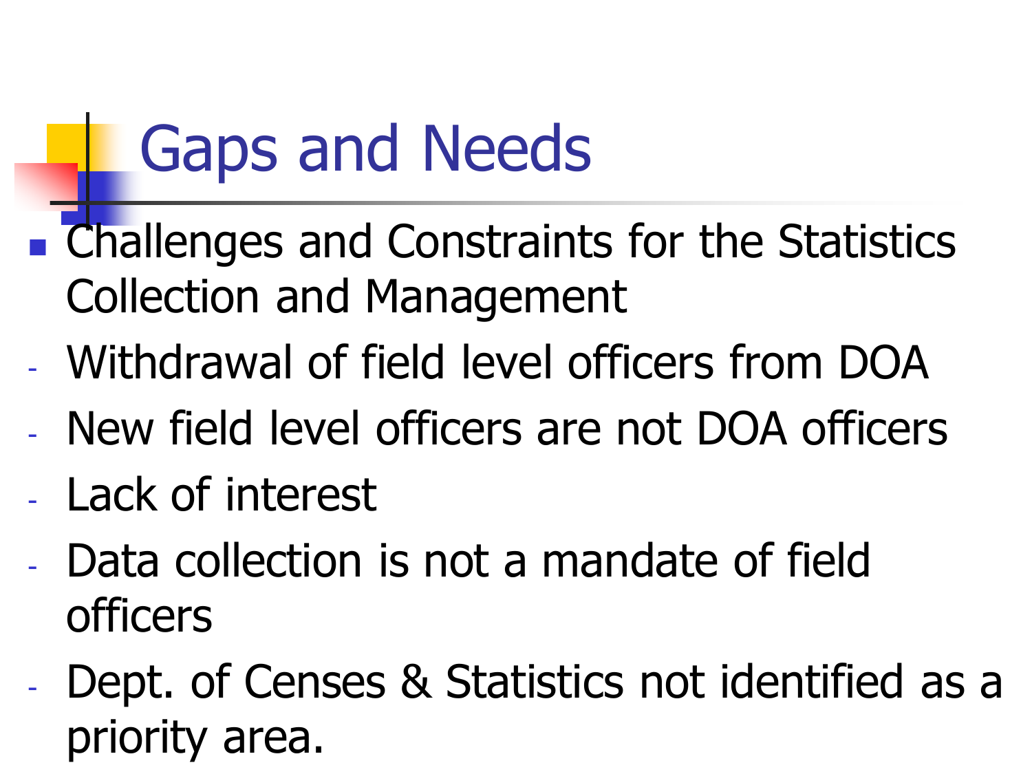# Gaps and Needs

- Challenges and Constraints for the Statistics Collection and Management
  - Withdrawal of field level officers from DOA
  - New field level officers are not DOA officers
  - Lack of interest
  - Data collection is not a mandate of field officers
  - Dept. of Censes & Statistics not identified as a priority area.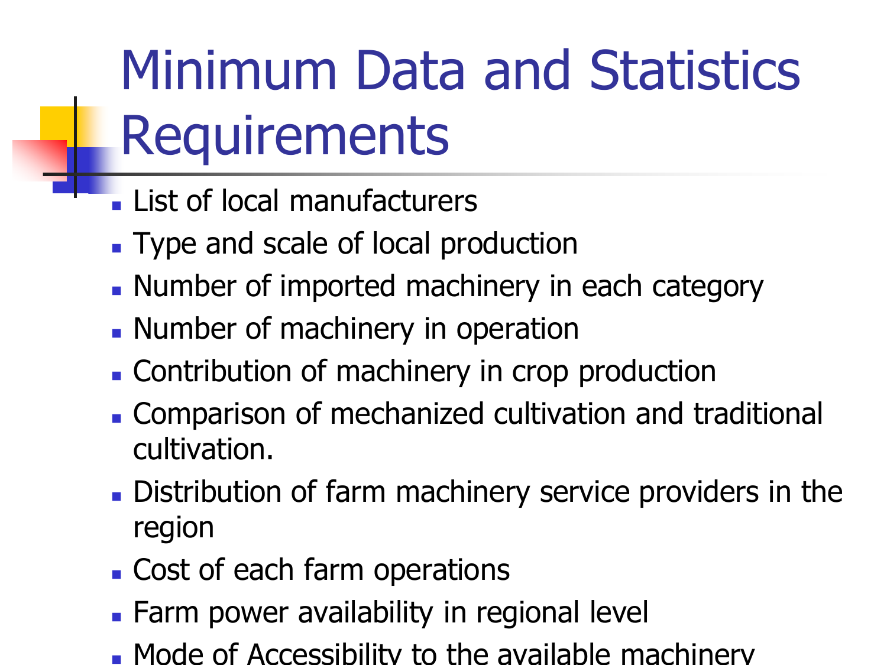# Minimum Data and Statistics Requirements

- List of local manufacturers
- Type and scale of local production
- Number of imported machinery in each category
- Number of machinery in operation
- Contribution of machinery in crop production
- Comparison of mechanized cultivation and traditional cultivation.
- Distribution of farm machinery service providers in the region
- Cost of each farm operations
- Farm power availability in regional level
- Mode of Accessibility to the available machinery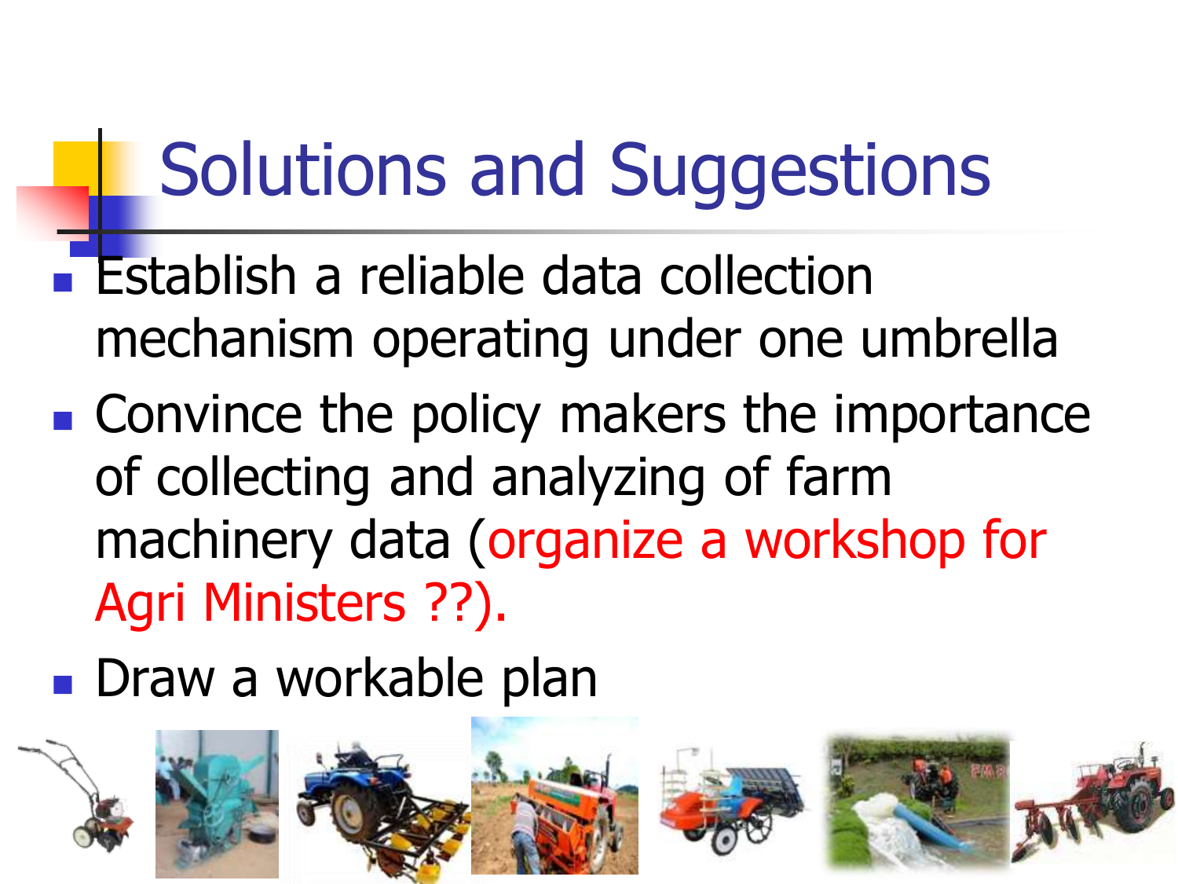# Solutions and Suggestions

- Establish a reliable data collection mechanism operating under one umbrella
- Convince the policy makers the importance of collecting and analyzing of farm machinery data (organize a workshop for Agri Ministers ??).
- Draw a workable plan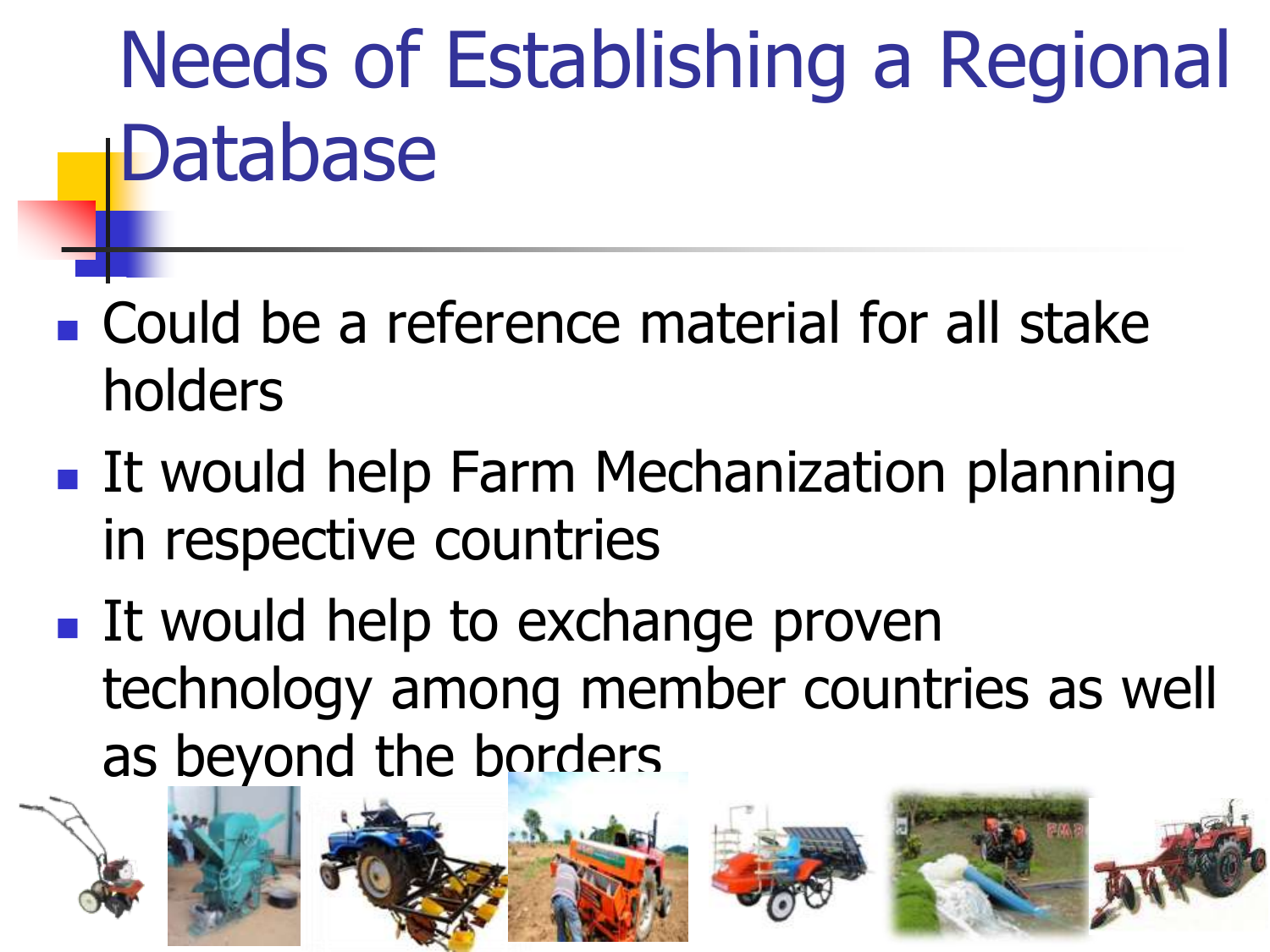# Needs of Establishing a Regional Database

- Could be a reference material for all stake holders
- It would help Farm Mechanization planning in respective countries
- It would help to exchange proven technology among member countries as well as beyond the borders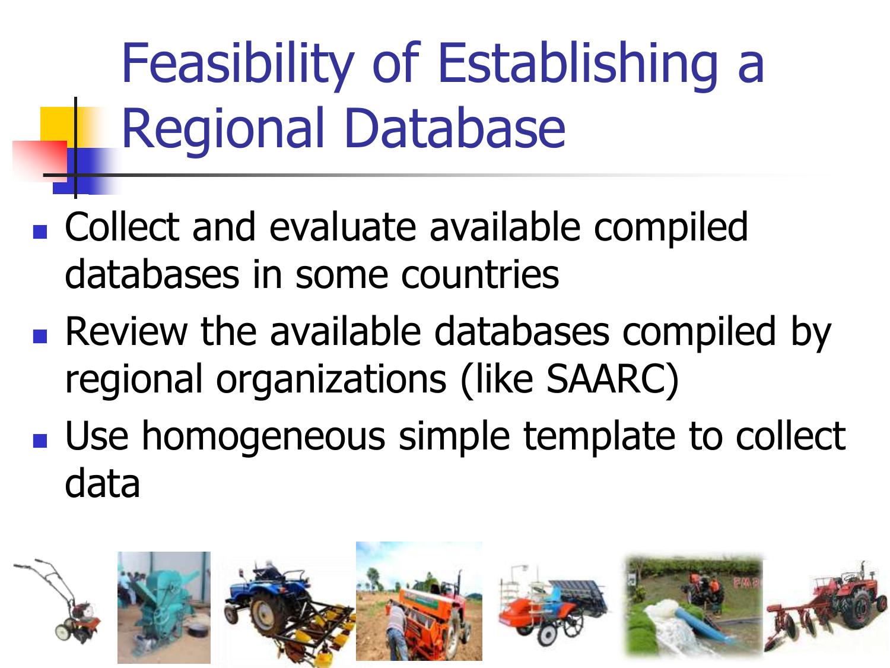# Feasibility of Establishing a Regional Database

- Collect and evaluate available compiled databases in some countries
- Review the available databases compiled by regional organizations (like SAARC)
- Use homogeneous simple template to collect data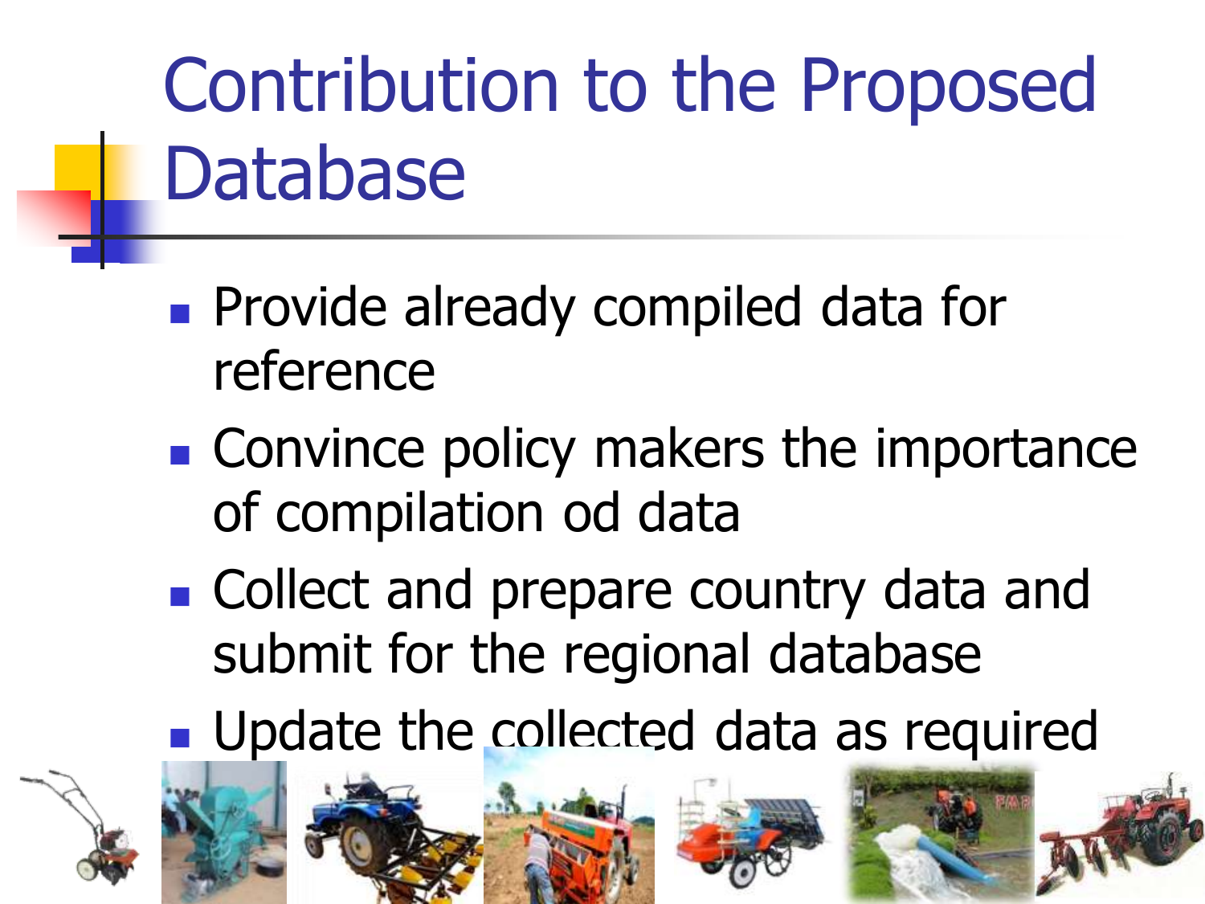# Contribution to the Proposed Database

- Provide already compiled data for reference
- Convince policy makers the importance of compilation od data
- Collect and prepare country data and submit for the regional database
- Update the collected data as required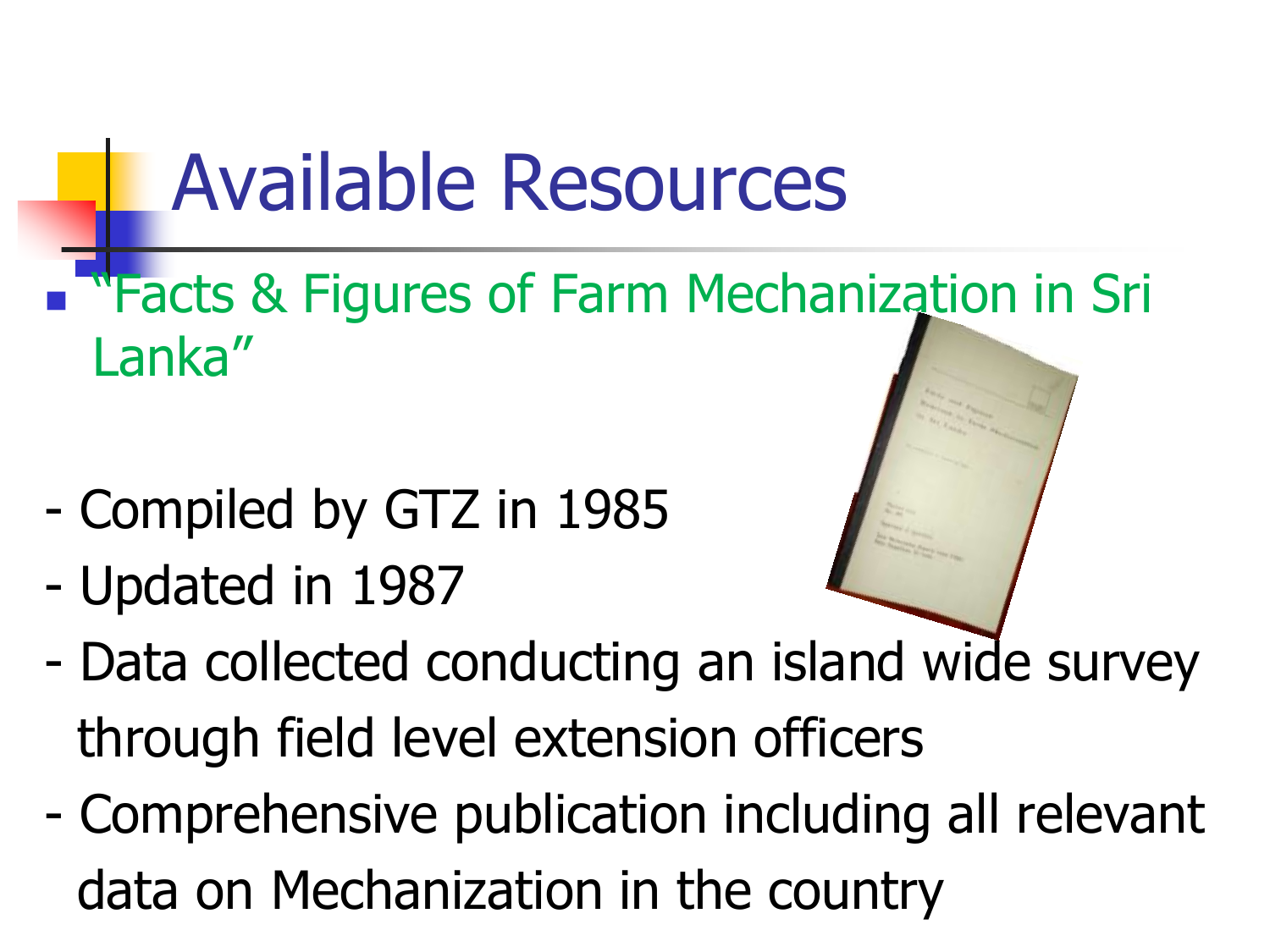# Available Resources

- "Facts & Figures of Farm Mechanization in Sri Lanka"

- Compiled by GTZ in 1985
- Updated in 1987
- Data collected conducting an island wide survey through field level extension officers
- Comprehensive publication including all relevant data on Mechanization in the country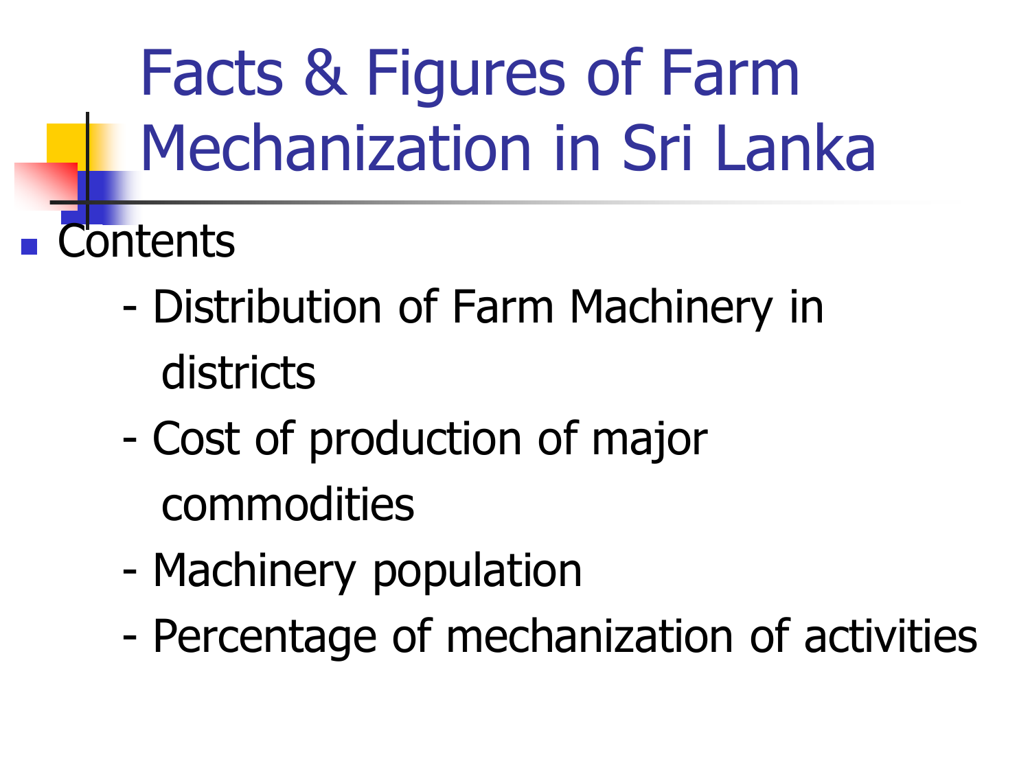# Facts & Figures of Farm Mechanization in Sri Lanka

- Contents
  - Distribution of Farm Machinery in districts
  - Cost of production of major commodities
  - Machinery population
  - Percentage of mechanization of activities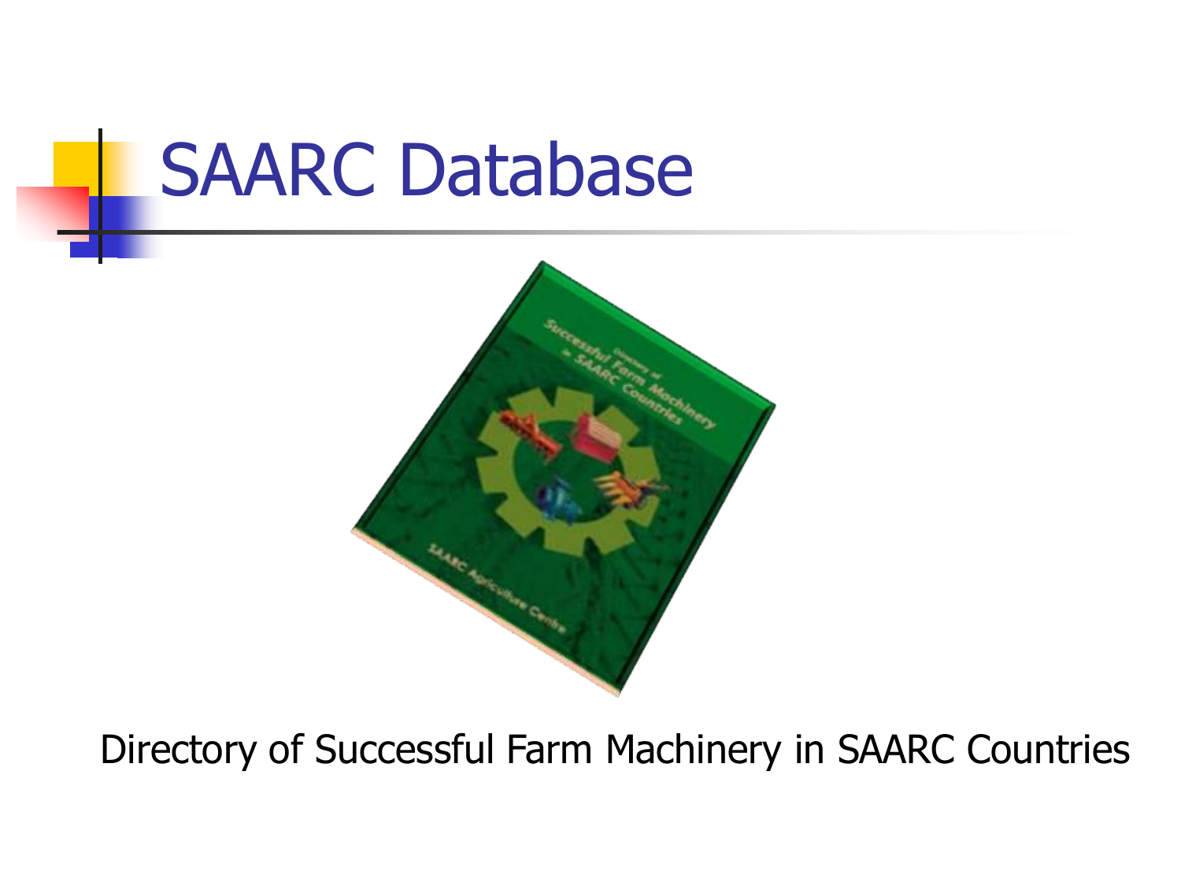# SAARC Database

Directory of Successful Farm Machinery in SAARC Countries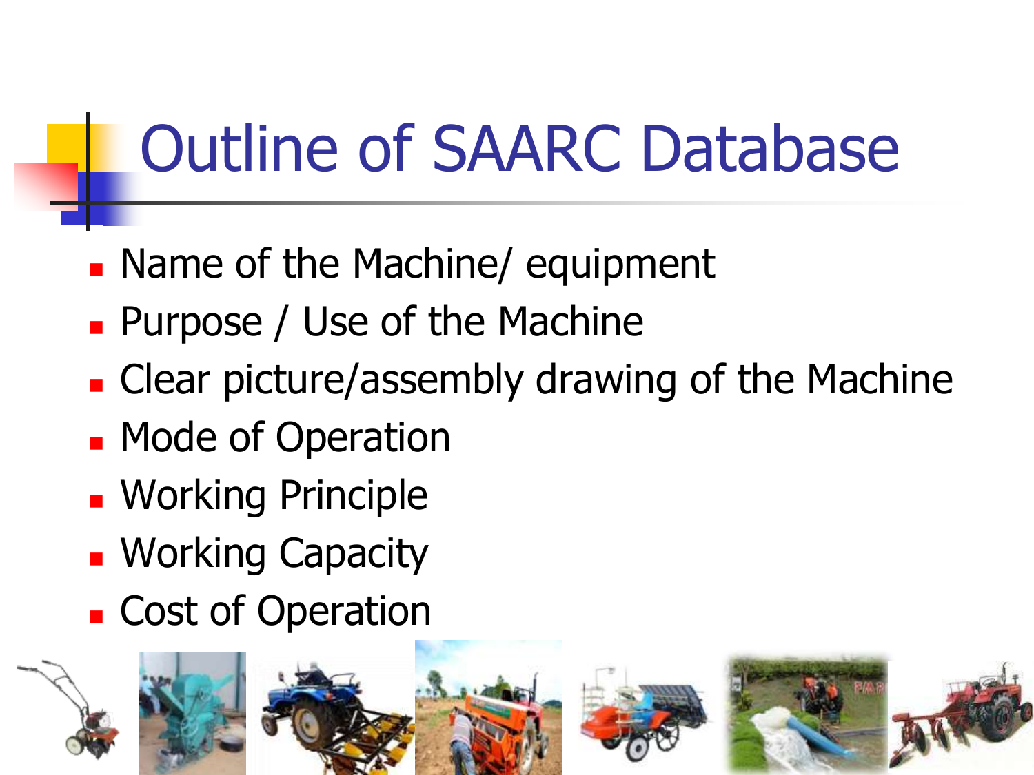# Outline of SAARC Database

- Name of the Machine/ equipment
- Purpose / Use of the Machine
- Clear picture/assembly drawing of the Machine
- Mode of Operation
- Working Principle
- Working Capacity
- Cost of Operation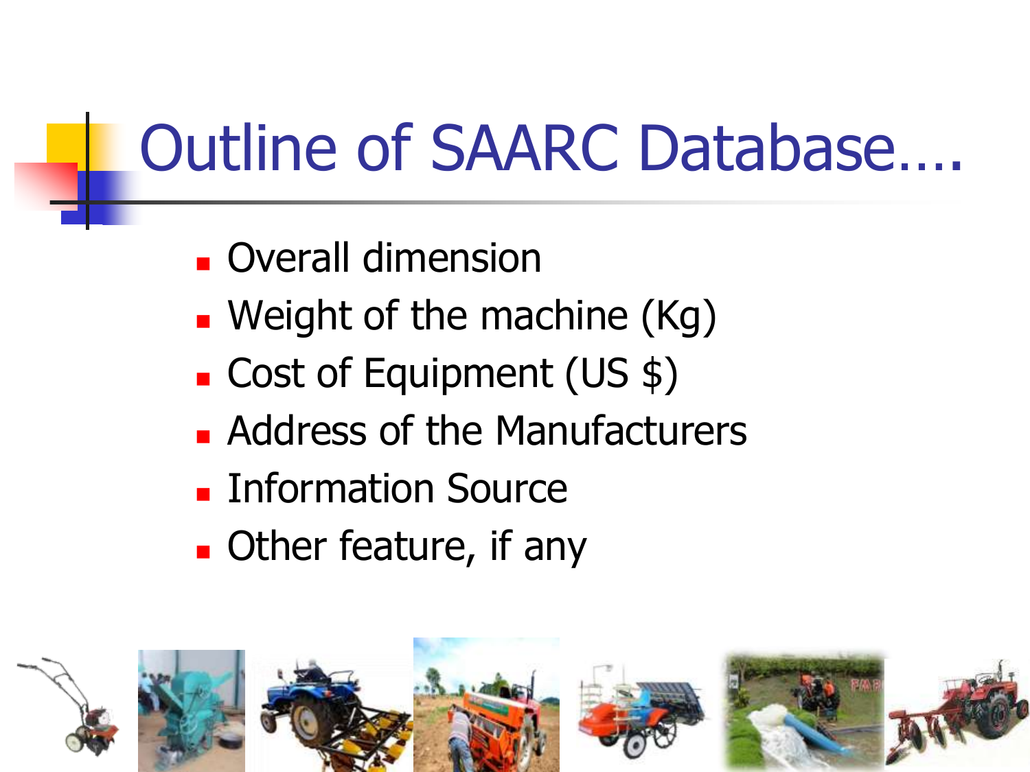# Outline of SAARC Database….

- Overall dimension
- Weight of the machine (Kg)
- Cost of Equipment (US $)
- Address of the Manufacturers
- Information Source
- Other feature, if any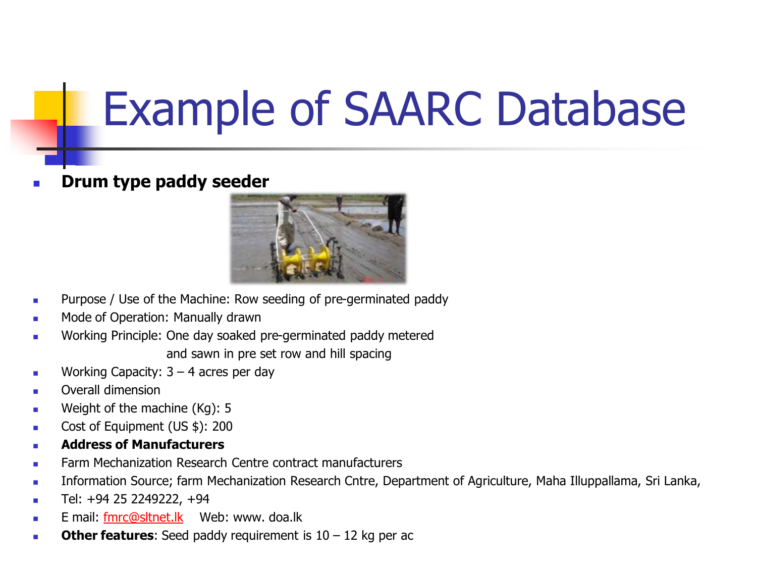# Example of SAARC Database

- **Drum type paddy seeder**
- Purpose / Use of the Machine: Row seeding of pre-germinated paddy
- Mode of Operation: Manually drawn
- Working Principle: One day soaked pre-germinated paddy metered and sawn in pre set row and hill spacing
- Working Capacity: 3 – 4 acres per day
- Overall dimension
- Weight of the machine (Kg): 5
- Cost of Equipment (US $): 200
- **Address of Manufacturers**
- Farm Mechanization Research Centre contract manufacturers
- Information Source; farm Mechanization Research Cntre, Department of Agriculture, Maha Illuppallama, Sri Lanka,
- Tel: +94 25 2249222, +94
- E mail: fmrc@sltnet.lk Web: www. doa.lk
- **Other features**: Seed paddy requirement is 10 – 12 kg per ac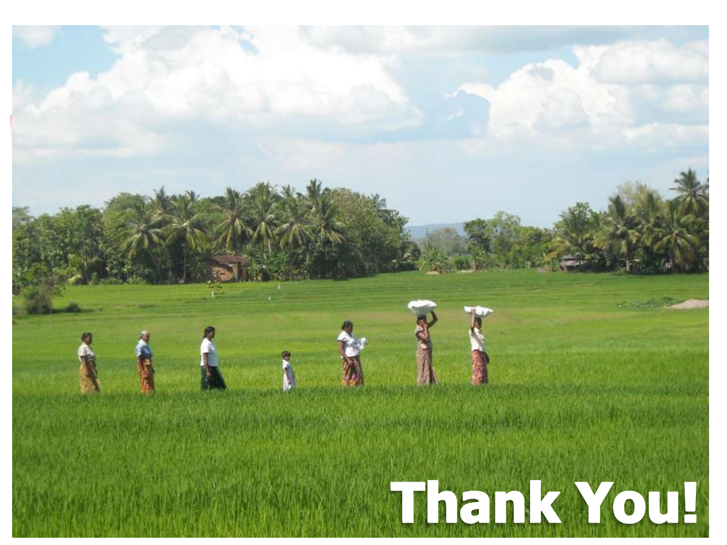Thank You!